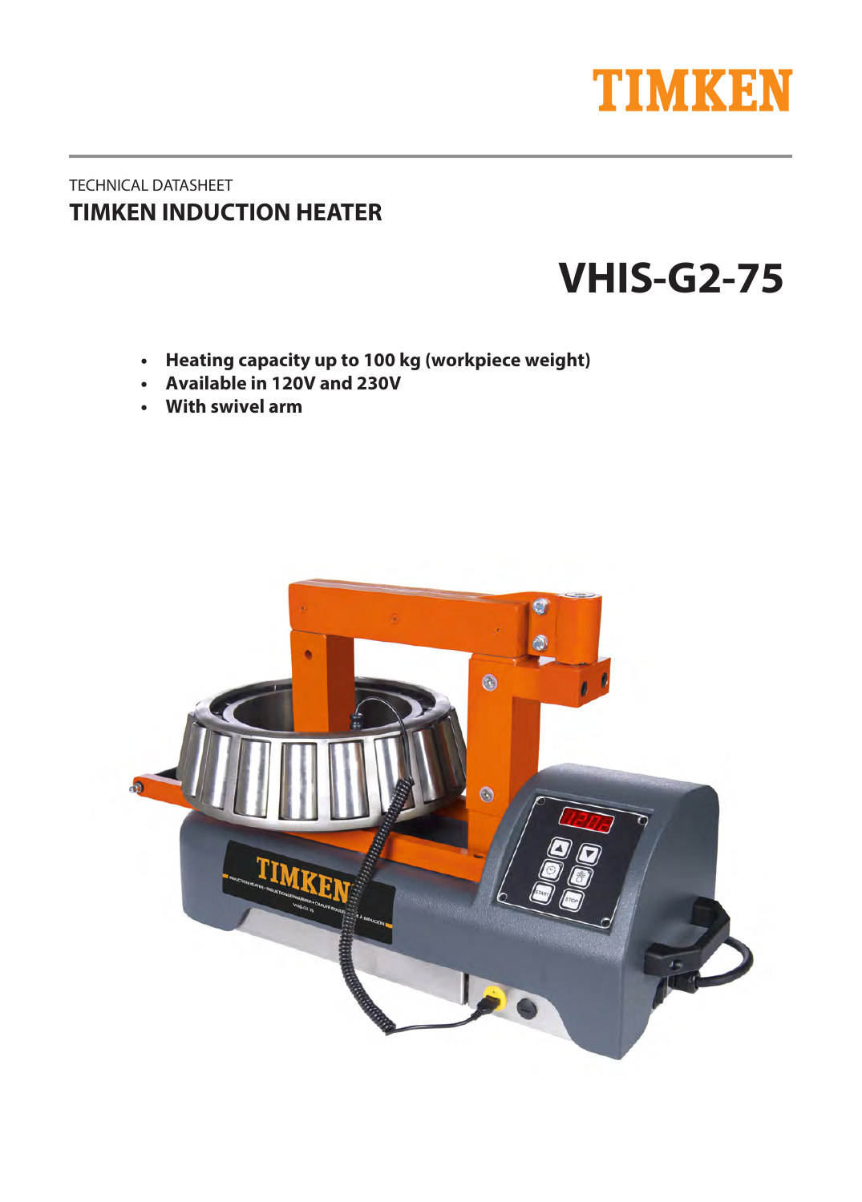TIMKEN

TECHNICAL DATASHEET

## TIMKEN INDUCTION HEATER

# VHIS-G2-75

- **Heating capacity up to 100 kg (workpiece weight)**
- **Available in 120V and 230V**
- **With swivel arm**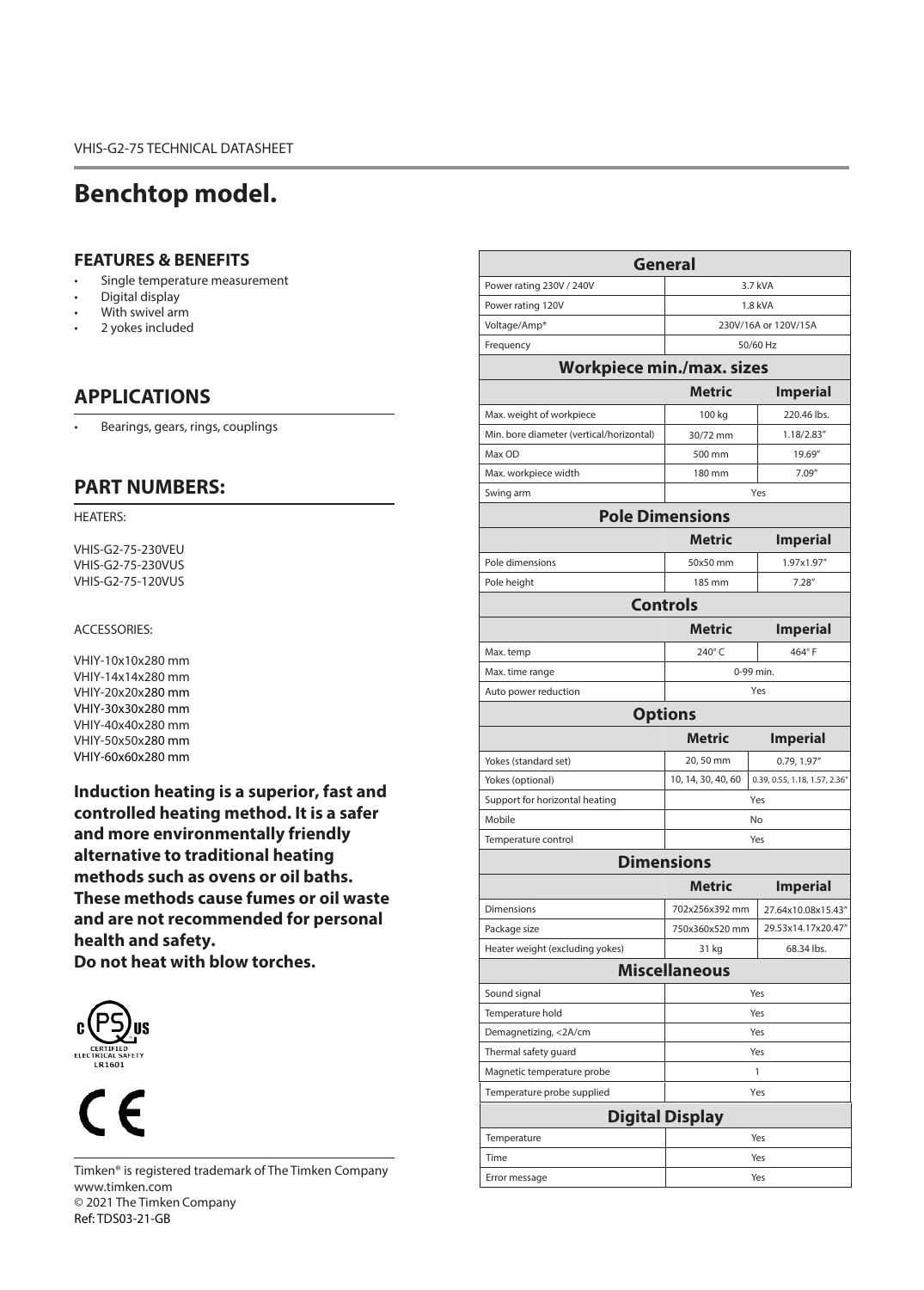VHIS-G2-75 TECHNICAL DATASHEET

# Benchtop model.

### FEATURES & BENEFITS

- Single temperature measurement
- Digital display
- With swivel arm
- 2 yokes included

## APPLICATIONS

- Bearings, gears, rings, couplings

## PART NUMBERS:

HEATERS:

VHIS-G2-75-230VEU
VHIS-G2-75-230VUS
VHIS-G2-75-120VUS

ACCESSORIES:

VHIY-10x10x280 mm
VHIY-14x14x280 mm
VHIY-20x20x280 mm
VHIY-30x30x280 mm
VHIY-40x40x280 mm
VHIY-50x50x280 mm
VHIY-60x60x280 mm

**Induction heating is a superior, fast and controlled heating method. It is a safer and more environmentally friendly alternative to traditional heating methods such as ovens or oil baths. These methods cause fumes or oil waste and are not recommended for personal health and safety.**
**Do not heat with blow torches.**

CERTIFIED ELECTRICAL SAFETY LR1601

CE

| General | | |
|---|---|---|
| Power rating 230V / 240V | 3.7 kVA | |
| Power rating 120V | 1.8 kVA | |
| Voltage/Amp* | 230V/16A or 120V/15A | |
| Frequency | 50/60 Hz | |
| **Workpiece min./max. sizes** | | |
| | **Metric** | **Imperial** |
| Max. weight of workpiece | 100 kg | 220.46 lbs. |
| Min. bore diameter (vertical/horizontal) | 30/72 mm | 1.18/2.83" |
| Max OD | 500 mm | 19.69" |
| Max. workpiece width | 180 mm | 7.09" |
| Swing arm | Yes | |
| **Pole Dimensions** | | |
| | **Metric** | **Imperial** |
| Pole dimensions | 50x50 mm | 1.97x1.97" |
| Pole height | 185 mm | 7.28" |
| **Controls** | | |
| | **Metric** | **Imperial** |
| Max. temp | 240° C | 464° F |
| Max. time range | 0-99 min. | |
| Auto power reduction | Yes | |
| **Options** | | |
| | **Metric** | **Imperial** |
| Yokes (standard set) | 20, 50 mm | 0.79, 1.97" |
| Yokes (optional) | 10, 14, 30, 40, 60 | 0.39, 0.55, 1.18, 1.57, 2.36" |
| Support for horizontal heating | Yes | |
| Mobile | No | |
| Temperature control | Yes | |
| **Dimensions** | | |
| | **Metric** | **Imperial** |
| Dimensions | 702x256x392 mm | 27.64x10.08x15.43" |
| Package size | 750x360x520 mm | 29.53x14.17x20.47" |
| Heater weight (excluding yokes) | 31 kg | 68.34 lbs. |
| **Miscellaneous** | | |
| Sound signal | Yes | |
| Temperature hold | Yes | |
| Demagnetizing, <2A/cm | Yes | |
| Thermal safety guard | Yes | |
| Magnetic temperature probe | 1 | |
| Temperature probe supplied | Yes | |
| **Digital Display** | | |
| Temperature | Yes | |
| Time | Yes | |
| Error message | Yes | |

Timken® is registered trademark of The Timken Company
www.timken.com
© 2021 The Timken Company
Ref: TDS03-21-GB